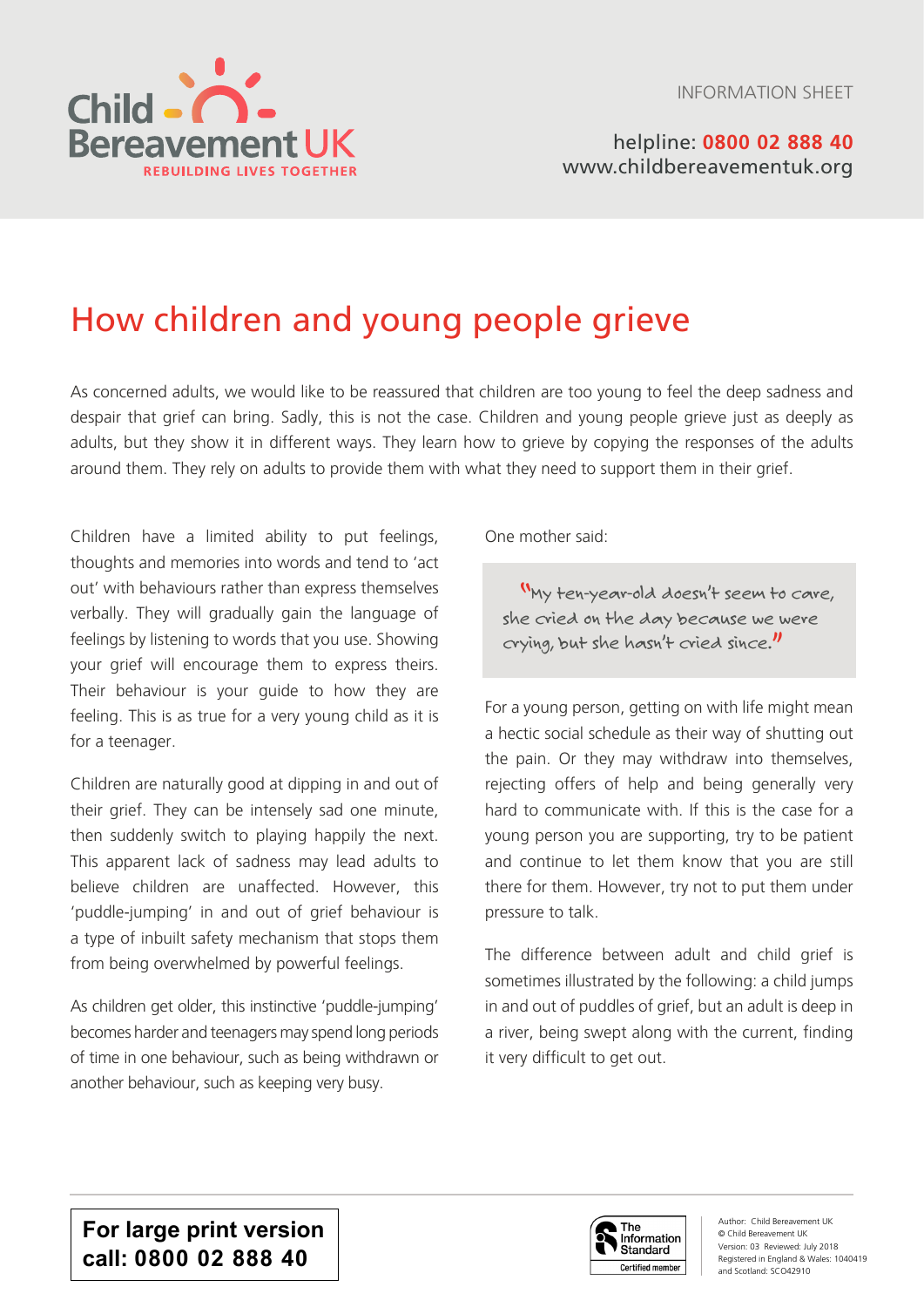Child Bereavement UK

REBUILDING LIVES TOGETHER

INFORMATION SHEET

helpline: **0800 02 888 40**
www.childbereavementuk.org

# How children and young people grieve

As concerned adults, we would like to be reassured that children are too young to feel the deep sadness and despair that grief can bring. Sadly, this is not the case. Children and young people grieve just as deeply as adults, but they show it in different ways. They learn how to grieve by copying the responses of the adults around them. They rely on adults to provide them with what they need to support them in their grief.

Children have a limited ability to put feelings, thoughts and memories into words and tend to 'act out' with behaviours rather than express themselves verbally. They will gradually gain the language of feelings by listening to words that you use. Showing your grief will encourage them to express theirs. Their behaviour is your guide to how they are feeling. This is as true for a very young child as it is for a teenager.

Children are naturally good at dipping in and out of their grief. They can be intensely sad one minute, then suddenly switch to playing happily the next. This apparent lack of sadness may lead adults to believe children are unaffected. However, this 'puddle-jumping' in and out of grief behaviour is a type of inbuilt safety mechanism that stops them from being overwhelmed by powerful feelings.

As children get older, this instinctive 'puddle-jumping' becomes harder and teenagers may spend long periods of time in one behaviour, such as being withdrawn or another behaviour, such as keeping very busy.

One mother said:

> "My ten-year-old doesn't seem to care, she cried on the day because we were crying, but she hasn't cried since."

For a young person, getting on with life might mean a hectic social schedule as their way of shutting out the pain. Or they may withdraw into themselves, rejecting offers of help and being generally very hard to communicate with. If this is the case for a young person you are supporting, try to be patient and continue to let them know that you are still there for them. However, try not to put them under pressure to talk.

The difference between adult and child grief is sometimes illustrated by the following: a child jumps in and out of puddles of grief, but an adult is deep in a river, being swept along with the current, finding it very difficult to get out.

**For large print version call: 0800 02 888 40**

The Information Standard – Certified member

Author: Child Bereavement UK
© Child Bereavement UK
Version: 03 Reviewed: July 2018
Registered in England & Wales: 1040419 and Scotland: SCO42910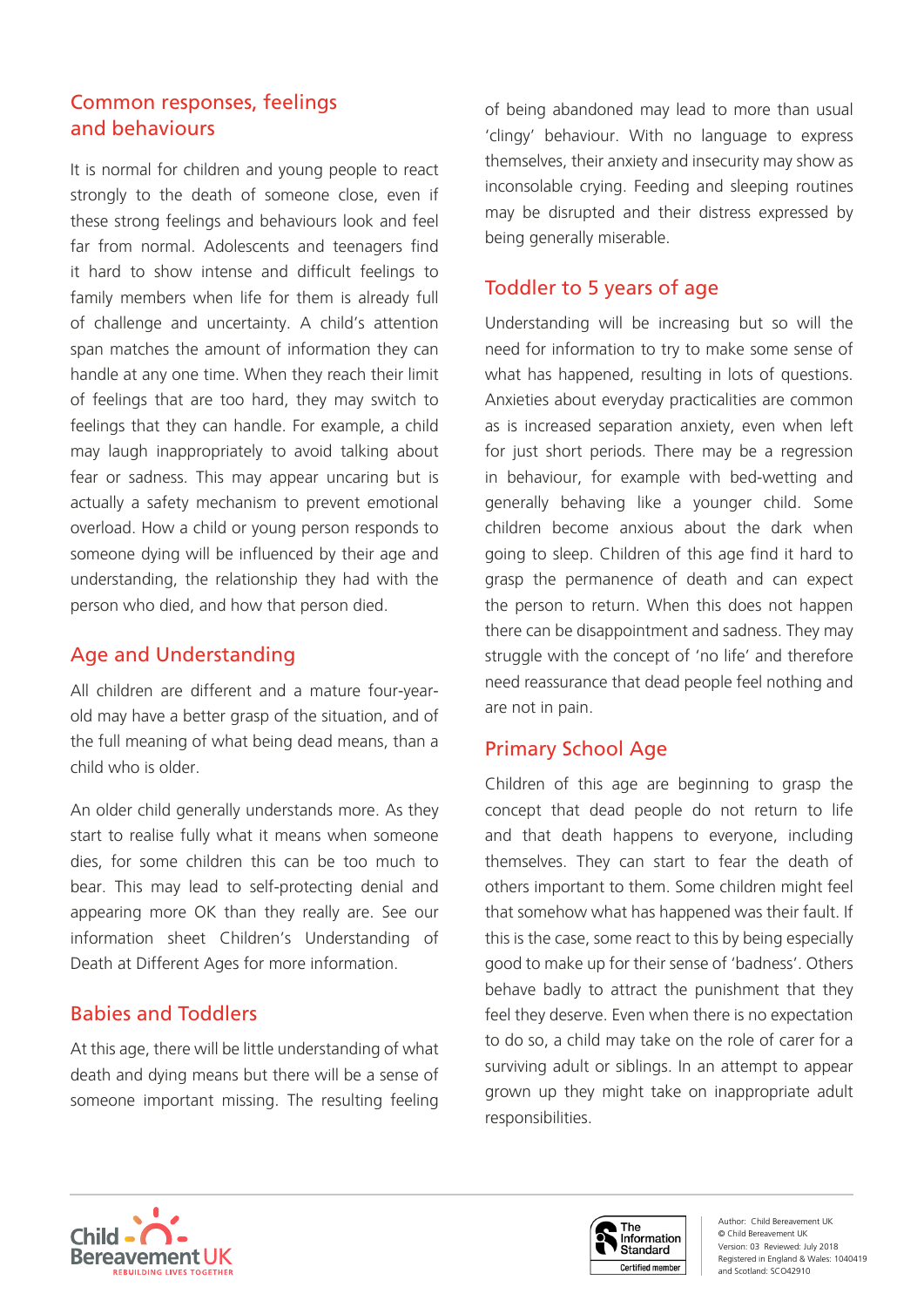## Common responses, feelings and behaviours

It is normal for children and young people to react strongly to the death of someone close, even if these strong feelings and behaviours look and feel far from normal. Adolescents and teenagers find it hard to show intense and difficult feelings to family members when life for them is already full of challenge and uncertainty. A child's attention span matches the amount of information they can handle at any one time. When they reach their limit of feelings that are too hard, they may switch to feelings that they can handle. For example, a child may laugh inappropriately to avoid talking about fear or sadness. This may appear uncaring but is actually a safety mechanism to prevent emotional overload. How a child or young person responds to someone dying will be influenced by their age and understanding, the relationship they had with the person who died, and how that person died.

## Age and Understanding

All children are different and a mature four-year-old may have a better grasp of the situation, and of the full meaning of what being dead means, than a child who is older.

An older child generally understands more. As they start to realise fully what it means when someone dies, for some children this can be too much to bear. This may lead to self-protecting denial and appearing more OK than they really are. See our information sheet Children's Understanding of Death at Different Ages for more information.

## Babies and Toddlers

At this age, there will be little understanding of what death and dying means but there will be a sense of someone important missing. The resulting feeling of being abandoned may lead to more than usual 'clingy' behaviour. With no language to express themselves, their anxiety and insecurity may show as inconsolable crying. Feeding and sleeping routines may be disrupted and their distress expressed by being generally miserable.

## Toddler to 5 years of age

Understanding will be increasing but so will the need for information to try to make some sense of what has happened, resulting in lots of questions. Anxieties about everyday practicalities are common as is increased separation anxiety, even when left for just short periods. There may be a regression in behaviour, for example with bed-wetting and generally behaving like a younger child. Some children become anxious about the dark when going to sleep. Children of this age find it hard to grasp the permanence of death and can expect the person to return. When this does not happen there can be disappointment and sadness. They may struggle with the concept of 'no life' and therefore need reassurance that dead people feel nothing and are not in pain.

## Primary School Age

Children of this age are beginning to grasp the concept that dead people do not return to life and that death happens to everyone, including themselves. They can start to fear the death of others important to them. Some children might feel that somehow what has happened was their fault. If this is the case, some react to this by being especially good to make up for their sense of 'badness'. Others behave badly to attract the punishment that they feel they deserve. Even when there is no expectation to do so, a child may take on the role of carer for a surviving adult or siblings. In an attempt to appear grown up they might take on inappropriate adult responsibilities.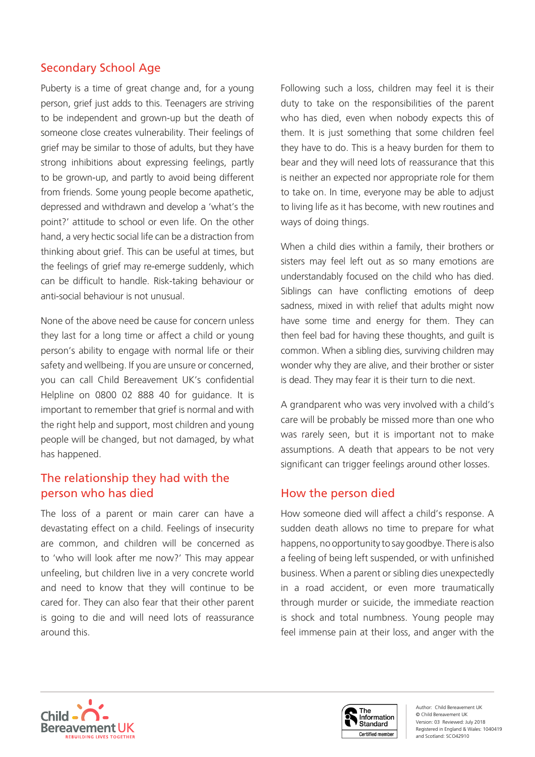## Secondary School Age

Puberty is a time of great change and, for a young person, grief just adds to this. Teenagers are striving to be independent and grown-up but the death of someone close creates vulnerability. Their feelings of grief may be similar to those of adults, but they have strong inhibitions about expressing feelings, partly to be grown-up, and partly to avoid being different from friends. Some young people become apathetic, depressed and withdrawn and develop a 'what's the point?' attitude to school or even life. On the other hand, a very hectic social life can be a distraction from thinking about grief. This can be useful at times, but the feelings of grief may re-emerge suddenly, which can be difficult to handle. Risk-taking behaviour or anti-social behaviour is not unusual.

None of the above need be cause for concern unless they last for a long time or affect a child or young person's ability to engage with normal life or their safety and wellbeing. If you are unsure or concerned, you can call Child Bereavement UK's confidential Helpline on 0800 02 888 40 for guidance. It is important to remember that grief is normal and with the right help and support, most children and young people will be changed, but not damaged, by what has happened.

## The relationship they had with the person who has died

The loss of a parent or main carer can have a devastating effect on a child. Feelings of insecurity are common, and children will be concerned as to 'who will look after me now?' This may appear unfeeling, but children live in a very concrete world and need to know that they will continue to be cared for. They can also fear that their other parent is going to die and will need lots of reassurance around this.

Following such a loss, children may feel it is their duty to take on the responsibilities of the parent who has died, even when nobody expects this of them. It is just something that some children feel they have to do. This is a heavy burden for them to bear and they will need lots of reassurance that this is neither an expected nor appropriate role for them to take on. In time, everyone may be able to adjust to living life as it has become, with new routines and ways of doing things.

When a child dies within a family, their brothers or sisters may feel left out as so many emotions are understandably focused on the child who has died. Siblings can have conflicting emotions of deep sadness, mixed in with relief that adults might now have some time and energy for them. They can then feel bad for having these thoughts, and guilt is common. When a sibling dies, surviving children may wonder why they are alive, and their brother or sister is dead. They may fear it is their turn to die next.

A grandparent who was very involved with a child's care will be probably be missed more than one who was rarely seen, but it is important not to make assumptions. A death that appears to be not very significant can trigger feelings around other losses.

## How the person died

How someone died will affect a child's response. A sudden death allows no time to prepare for what happens, no opportunity to say goodbye. There is also a feeling of being left suspended, or with unfinished business. When a parent or sibling dies unexpectedly in a road accident, or even more traumatically through murder or suicide, the immediate reaction is shock and total numbness. Young people may feel immense pain at their loss, and anger with the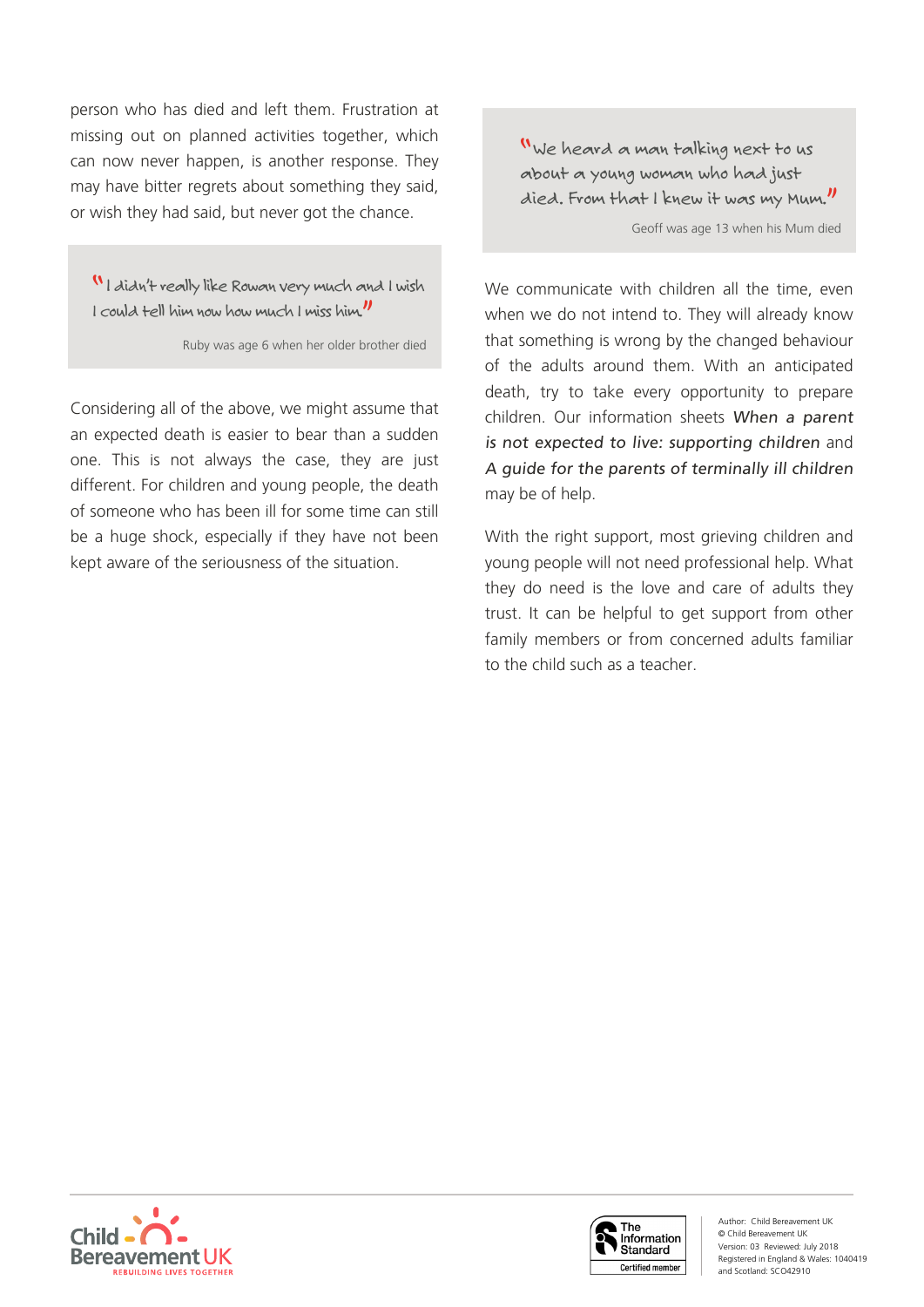person who has died and left them. Frustration at missing out on planned activities together, which can now never happen, is another response. They may have bitter regrets about something they said, or wish they had said, but never got the chance.

> "I didn't really like Rowan very much and I wish I could tell him now how much I miss him."
>
> Ruby was age 6 when her older brother died

Considering all of the above, we might assume that an expected death is easier to bear than a sudden one. This is not always the case, they are just different. For children and young people, the death of someone who has been ill for some time can still be a huge shock, especially if they have not been kept aware of the seriousness of the situation.

> "We heard a man talking next to us about a young woman who had just died. From that I knew it was my Mum."
>
> Geoff was age 13 when his Mum died

We communicate with children all the time, even when we do not intend to. They will already know that something is wrong by the changed behaviour of the adults around them. With an anticipated death, try to take every opportunity to prepare children. Our information sheets *When a parent is not expected to live: supporting children* and *A guide for the parents of terminally ill children* may be of help.

With the right support, most grieving children and young people will not need professional help. What they do need is the love and care of adults they trust. It can be helpful to get support from other family members or from concerned adults familiar to the child such as a teacher.

Author: Child Bereavement UK
© Child Bereavement UK
Version: 03 Reviewed: July 2018
Registered in England & Wales: 1040419 and Scotland: SCO42910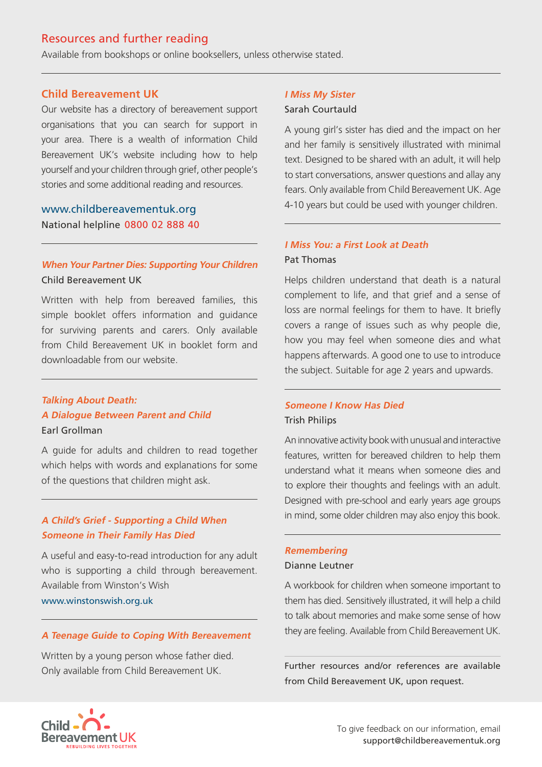## Resources and further reading

Available from bookshops or online booksellers, unless otherwise stated.

### Child Bereavement UK

Our website has a directory of bereavement support organisations that you can search for support in your area. There is a wealth of information Child Bereavement UK's website including how to help yourself and your children through grief, other people's stories and some additional reading and resources.

www.childbereavementuk.org

National helpline 0800 02 888 40

### *When Your Partner Dies: Supporting Your Children*

Child Bereavement UK

Written with help from bereaved families, this simple booklet offers information and guidance for surviving parents and carers. Only available from Child Bereavement UK in booklet form and downloadable from our website.

### *Talking About Death: A Dialogue Between Parent and Child*

Earl Grollman

A guide for adults and children to read together which helps with words and explanations for some of the questions that children might ask.

### *A Child's Grief - Supporting a Child When Someone in Their Family Has Died*

A useful and easy-to-read introduction for any adult who is supporting a child through bereavement. Available from Winston's Wish

www.winstonswish.org.uk

### *A Teenage Guide to Coping With Bereavement*

Written by a young person whose father died. Only available from Child Bereavement UK.

### *I Miss My Sister*

Sarah Courtauld

A young girl's sister has died and the impact on her and her family is sensitively illustrated with minimal text. Designed to be shared with an adult, it will help to start conversations, answer questions and allay any fears. Only available from Child Bereavement UK. Age 4-10 years but could be used with younger children.

### *I Miss You: a First Look at Death*

Pat Thomas

Helps children understand that death is a natural complement to life, and that grief and a sense of loss are normal feelings for them to have. It briefly covers a range of issues such as why people die, how you may feel when someone dies and what happens afterwards. A good one to use to introduce the subject. Suitable for age 2 years and upwards.

### *Someone I Know Has Died*

Trish Philips

An innovative activity book with unusual and interactive features, written for bereaved children to help them understand what it means when someone dies and to explore their thoughts and feelings with an adult. Designed with pre-school and early years age groups in mind, some older children may also enjoy this book.

### *Remembering*

Dianne Leutner

A workbook for children when someone important to them has died. Sensitively illustrated, it will help a child to talk about memories and make some sense of how they are feeling. Available from Child Bereavement UK.

Further resources and/or references are available from Child Bereavement UK, upon request.

Child Bereavement UK
REBUILDING LIVES TOGETHER

To give feedback on our information, email support@childbereavementuk.org